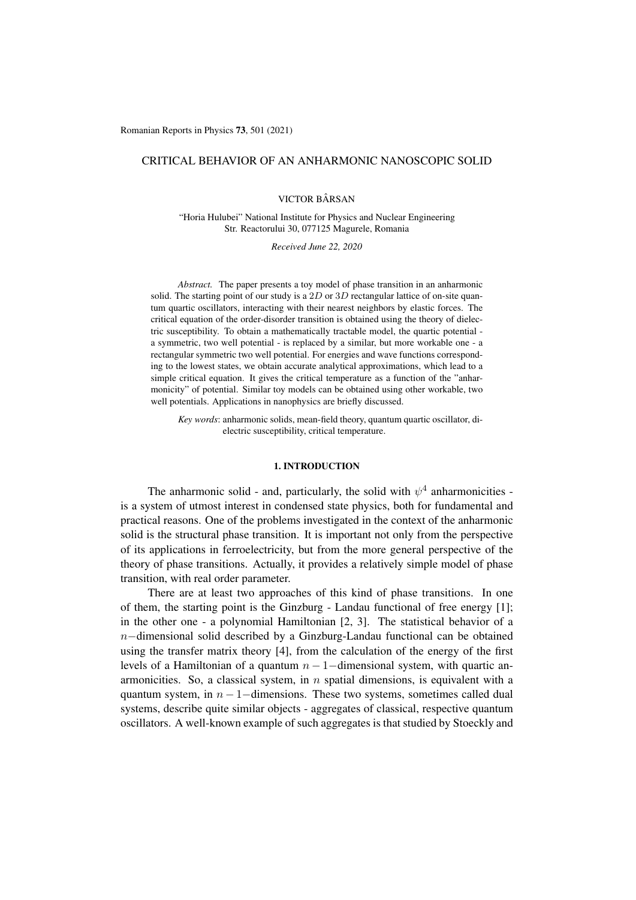# CRITICAL BEHAVIOR OF AN ANHARMONIC NANOSCOPIC SOLID

VICTOR BÂRSAN

"Horia Hulubei" National Institute for Physics and Nuclear Engineering
Str. Reactorului 30, 077125 Magurele, Romania

*Received June 22, 2020*

*Abstract.* The paper presents a toy model of phase transition in an anharmonic solid. The starting point of our study is a $2D$ or $3D$ rectangular lattice of on-site quantum quartic oscillators, interacting with their nearest neighbors by elastic forces. The critical equation of the order-disorder transition is obtained using the theory of dielectric susceptibility. To obtain a mathematically tractable model, the quartic potential - a symmetric, two well potential - is replaced by a similar, but more workable one - a rectangular symmetric two well potential. For energies and wave functions corresponding to the lowest states, we obtain accurate analytical approximations, which lead to a simple critical equation. It gives the critical temperature as a function of the "anharmonicity" of potential. Similar toy models can be obtained using other workable, two well potentials. Applications in nanophysics are briefly discussed.

*Key words*: anharmonic solids, mean-field theory, quantum quartic oscillator, dielectric susceptibility, critical temperature.

## 1. INTRODUCTION

The anharmonic solid - and, particularly, the solid with $\psi^4$ anharmonicities - is a system of utmost interest in condensed state physics, both for fundamental and practical reasons. One of the problems investigated in the context of the anharmonic solid is the structural phase transition. It is important not only from the perspective of its applications in ferroelectricity, but from the more general perspective of the theory of phase transitions. Actually, it provides a relatively simple model of phase transition, with real order parameter.

There are at least two approaches of this kind of phase transitions. In one of them, the starting point is the Ginzburg - Landau functional of free energy [1]; in the other one - a polynomial Hamiltonian [2, 3]. The statistical behavior of a $n-$dimensional solid described by a Ginzburg-Landau functional can be obtained using the transfer matrix theory [4], from the calculation of the energy of the first levels of a Hamiltonian of a quantum $n-1-$dimensional system, with quartic anharmonicities. So, a classical system, in $n$ spatial dimensions, is equivalent with a quantum system, in $n-1-$dimensions. These two systems, sometimes called dual systems, describe quite similar objects - aggregates of classical, respective quantum oscillators. A well-known example of such aggregates is that studied by Stoeckly and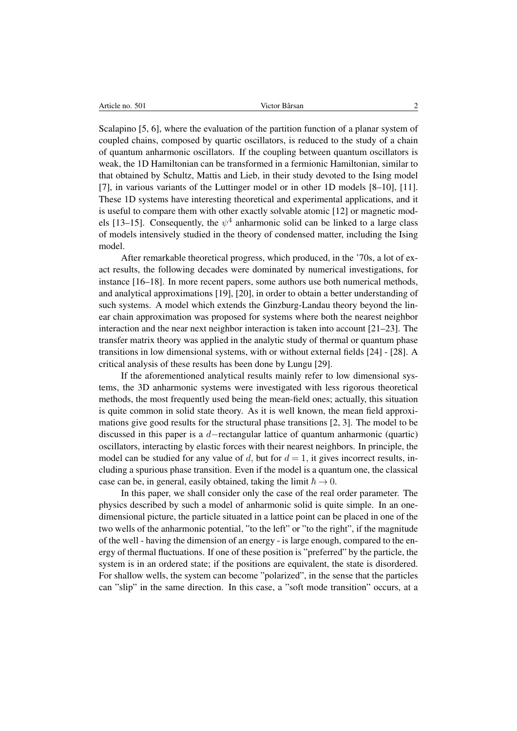Scalapino [5, 6], where the evaluation of the partition function of a planar system of coupled chains, composed by quartic oscillators, is reduced to the study of a chain of quantum anharmonic oscillators. If the coupling between quantum oscillators is weak, the 1D Hamiltonian can be transformed in a fermionic Hamiltonian, similar to that obtained by Schultz, Mattis and Lieb, in their study devoted to the Ising model [7], in various variants of the Luttinger model or in other 1D models [8–10], [11]. These 1D systems have interesting theoretical and experimental applications, and it is useful to compare them with other exactly solvable atomic [12] or magnetic models [13–15]. Consequently, the $\psi^4$ anharmonic solid can be linked to a large class of models intensively studied in the theory of condensed matter, including the Ising model.

After remarkable theoretical progress, which produced, in the '70s, a lot of exact results, the following decades were dominated by numerical investigations, for instance [16–18]. In more recent papers, some authors use both numerical methods, and analytical approximations [19], [20], in order to obtain a better understanding of such systems. A model which extends the Ginzburg-Landau theory beyond the linear chain approximation was proposed for systems where both the nearest neighbor interaction and the near next neighbor interaction is taken into account [21–23]. The transfer matrix theory was applied in the analytic study of thermal or quantum phase transitions in low dimensional systems, with or without external fields [24] - [28]. A critical analysis of these results has been done by Lungu [29].

If the aforementioned analytical results mainly refer to low dimensional systems, the 3D anharmonic systems were investigated with less rigorous theoretical methods, the most frequently used being the mean-field ones; actually, this situation is quite common in solid state theory. As it is well known, the mean field approximations give good results for the structural phase transitions [2, 3]. The model to be discussed in this paper is a $d-$rectangular lattice of quantum anharmonic (quartic) oscillators, interacting by elastic forces with their nearest neighbors. In principle, the model can be studied for any value of $d$, but for $d = 1$, it gives incorrect results, including a spurious phase transition. Even if the model is a quantum one, the classical case can be, in general, easily obtained, taking the limit $\hbar \rightarrow 0$.

In this paper, we shall consider only the case of the real order parameter. The physics described by such a model of anharmonic solid is quite simple. In an one-dimensional picture, the particle situated in a lattice point can be placed in one of the two wells of the anharmonic potential, "to the left" or "to the right", if the magnitude of the well - having the dimension of an energy - is large enough, compared to the energy of thermal fluctuations. If one of these position is "preferred" by the particle, the system is in an ordered state; if the positions are equivalent, the state is disordered. For shallow wells, the system can become "polarized", in the sense that the particles can "slip" in the same direction. In this case, a "soft mode transition" occurs, at a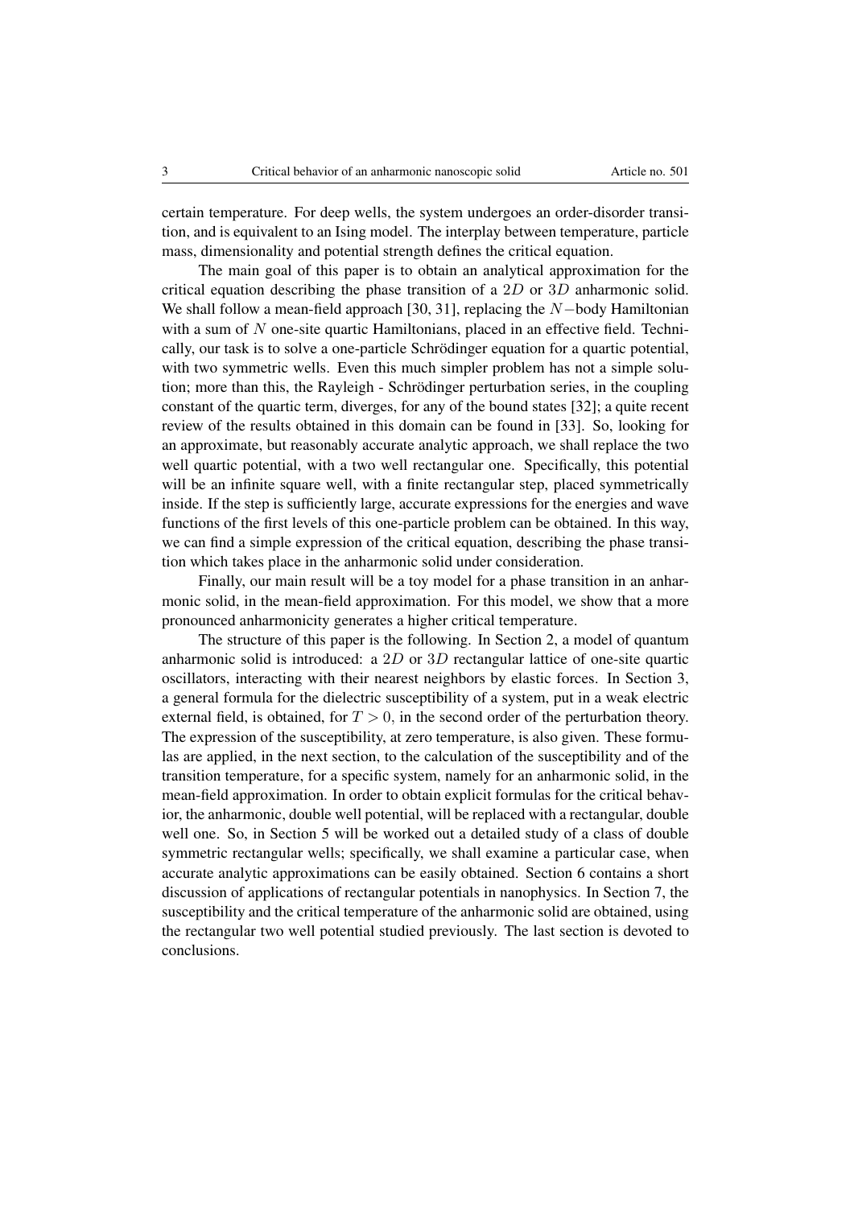certain temperature. For deep wells, the system undergoes an order-disorder transition, and is equivalent to an Ising model. The interplay between temperature, particle mass, dimensionality and potential strength defines the critical equation.

The main goal of this paper is to obtain an analytical approximation for the critical equation describing the phase transition of a $2D$ or $3D$ anharmonic solid. We shall follow a mean-field approach [30, 31], replacing the $N-$body Hamiltonian with a sum of $N$ one-site quartic Hamiltonians, placed in an effective field. Technically, our task is to solve a one-particle Schrödinger equation for a quartic potential, with two symmetric wells. Even this much simpler problem has not a simple solution; more than this, the Rayleigh - Schrödinger perturbation series, in the coupling constant of the quartic term, diverges, for any of the bound states [32]; a quite recent review of the results obtained in this domain can be found in [33]. So, looking for an approximate, but reasonably accurate analytic approach, we shall replace the two well quartic potential, with a two well rectangular one. Specifically, this potential will be an infinite square well, with a finite rectangular step, placed symmetrically inside. If the step is sufficiently large, accurate expressions for the energies and wave functions of the first levels of this one-particle problem can be obtained. In this way, we can find a simple expression of the critical equation, describing the phase transition which takes place in the anharmonic solid under consideration.

Finally, our main result will be a toy model for a phase transition in an anharmonic solid, in the mean-field approximation. For this model, we show that a more pronounced anharmonicity generates a higher critical temperature.

The structure of this paper is the following. In Section 2, a model of quantum anharmonic solid is introduced: a $2D$ or $3D$ rectangular lattice of one-site quartic oscillators, interacting with their nearest neighbors by elastic forces. In Section 3, a general formula for the dielectric susceptibility of a system, put in a weak electric external field, is obtained, for $T > 0$, in the second order of the perturbation theory. The expression of the susceptibility, at zero temperature, is also given. These formulas are applied, in the next section, to the calculation of the susceptibility and of the transition temperature, for a specific system, namely for an anharmonic solid, in the mean-field approximation. In order to obtain explicit formulas for the critical behavior, the anharmonic, double well potential, will be replaced with a rectangular, double well one. So, in Section 5 will be worked out a detailed study of a class of double symmetric rectangular wells; specifically, we shall examine a particular case, when accurate analytic approximations can be easily obtained. Section 6 contains a short discussion of applications of rectangular potentials in nanophysics. In Section 7, the susceptibility and the critical temperature of the anharmonic solid are obtained, using the rectangular two well potential studied previously. The last section is devoted to conclusions.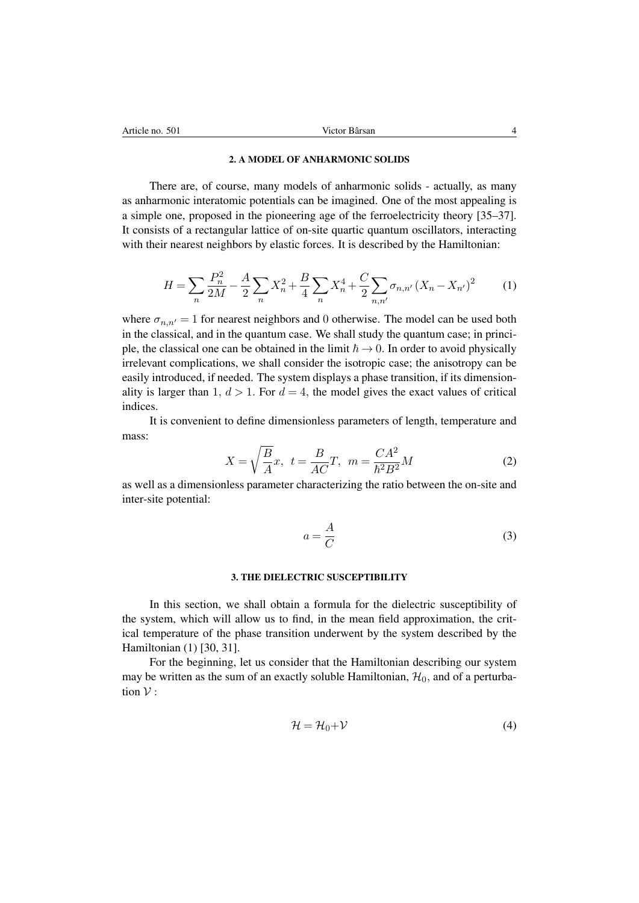## 2. A MODEL OF ANHARMONIC SOLIDS

There are, of course, many models of anharmonic solids - actually, as many as anharmonic interatomic potentials can be imagined. One of the most appealing is a simple one, proposed in the pioneering age of the ferroelectricity theory [35–37]. It consists of a rectangular lattice of on-site quartic quantum oscillators, interacting with their nearest neighbors by elastic forces. It is described by the Hamiltonian:

$$H = \sum_n \frac{P_n^2}{2M} - \frac{A}{2}\sum_n X_n^2 + \frac{B}{4}\sum_n X_n^4 + \frac{C}{2}\sum_{n,n'} \sigma_{n,n'} \left(X_n - X_{n'}\right)^2 \tag{1}$$

where $\sigma_{n,n'} = 1$ for nearest neighbors and $0$ otherwise. The model can be used both in the classical, and in the quantum case. We shall study the quantum case; in principle, the classical one can be obtained in the limit $\hbar \to 0$. In order to avoid physically irrelevant complications, we shall consider the isotropic case; the anisotropy can be easily introduced, if needed. The system displays a phase transition, if its dimensionality is larger than $1$, $d > 1$. For $d = 4$, the model gives the exact values of critical indices.

It is convenient to define dimensionless parameters of length, temperature and mass:

$$X = \sqrt{\frac{B}{A}}x, \;\; t = \frac{B}{AC}T, \;\; m = \frac{CA^2}{\hbar^2 B^2}M \tag{2}$$

as well as a dimensionless parameter characterizing the ratio between the on-site and inter-site potential:

$$a = \frac{A}{C} \tag{3}$$

## 3. THE DIELECTRIC SUSCEPTIBILITY

In this section, we shall obtain a formula for the dielectric susceptibility of the system, which will allow us to find, in the mean field approximation, the critical temperature of the phase transition underwent by the system described by the Hamiltonian (1) [30, 31].

For the beginning, let us consider that the Hamiltonian describing our system may be written as the sum of an exactly soluble Hamiltonian, $\mathcal{H}_0$, and of a perturbation $\mathcal{V}$ :

$$\mathcal{H} = \mathcal{H}_0 + \mathcal{V} \tag{4}$$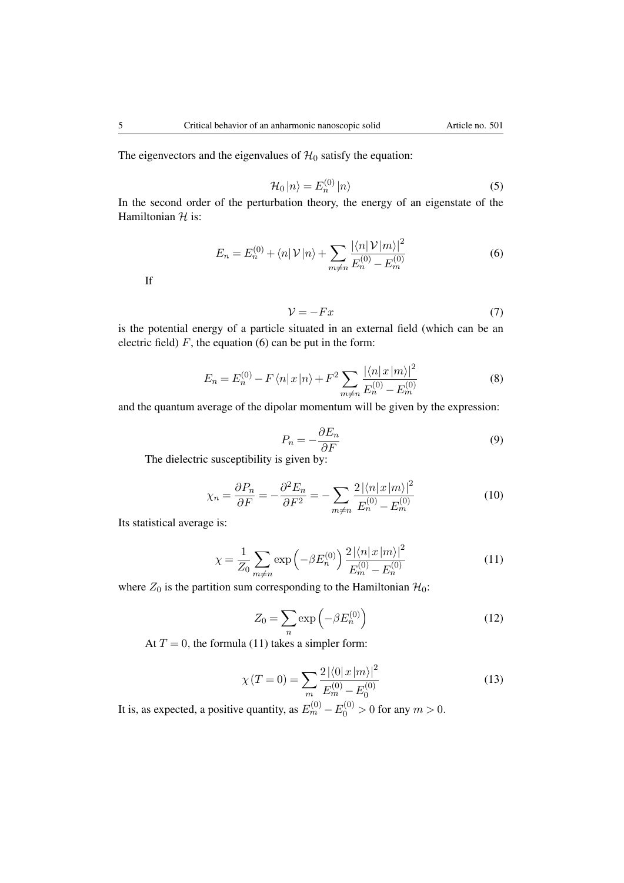The eigenvectors and the eigenvalues of $\mathcal{H}_0$ satisfy the equation:

$$\mathcal{H}_0 |n\rangle = E_n^{(0)} |n\rangle \tag{5}$$

In the second order of the perturbation theory, the energy of an eigenstate of the Hamiltonian $\mathcal{H}$ is:

$$E_n = E_n^{(0)} + \langle n| \mathcal{V} |n\rangle + \sum_{m \neq n} \frac{|\langle n| \mathcal{V} |m\rangle|^2}{E_n^{(0)} - E_m^{(0)}} \tag{6}$$

If

$$\mathcal{V} = -Fx \tag{7}$$

is the potential energy of a particle situated in an external field (which can be an electric field) $F$, the equation (6) can be put in the form:

$$E_n = E_n^{(0)} - F \langle n| x |n\rangle + F^2 \sum_{m \neq n} \frac{|\langle n| x |m\rangle|^2}{E_n^{(0)} - E_m^{(0)}} \tag{8}$$

and the quantum average of the dipolar momentum will be given by the expression:

$$P_n = -\frac{\partial E_n}{\partial F} \tag{9}$$

The dielectric susceptibility is given by:

$$\chi_n = \frac{\partial P_n}{\partial F} = -\frac{\partial^2 E_n}{\partial F^2} = -\sum_{m \neq n} \frac{2 |\langle n| x |m\rangle|^2}{E_n^{(0)} - E_m^{(0)}} \tag{10}$$

Its statistical average is:

$$\chi = \frac{1}{Z_0} \sum_{m \neq n} \exp\left(-\beta E_n^{(0)}\right) \frac{2 |\langle n| x |m\rangle|^2}{E_m^{(0)} - E_n^{(0)}} \tag{11}$$

where $Z_0$ is the partition sum corresponding to the Hamiltonian $\mathcal{H}_0$:

$$Z_0 = \sum_n \exp\left(-\beta E_n^{(0)}\right) \tag{12}$$

At $T = 0$, the formula (11) takes a simpler form:

$$\chi(T = 0) = \sum_m \frac{2 |\langle 0| x |m\rangle|^2}{E_m^{(0)} - E_0^{(0)}} \tag{13}$$

It is, as expected, a positive quantity, as $E_m^{(0)} - E_0^{(0)} > 0$ for any $m > 0$.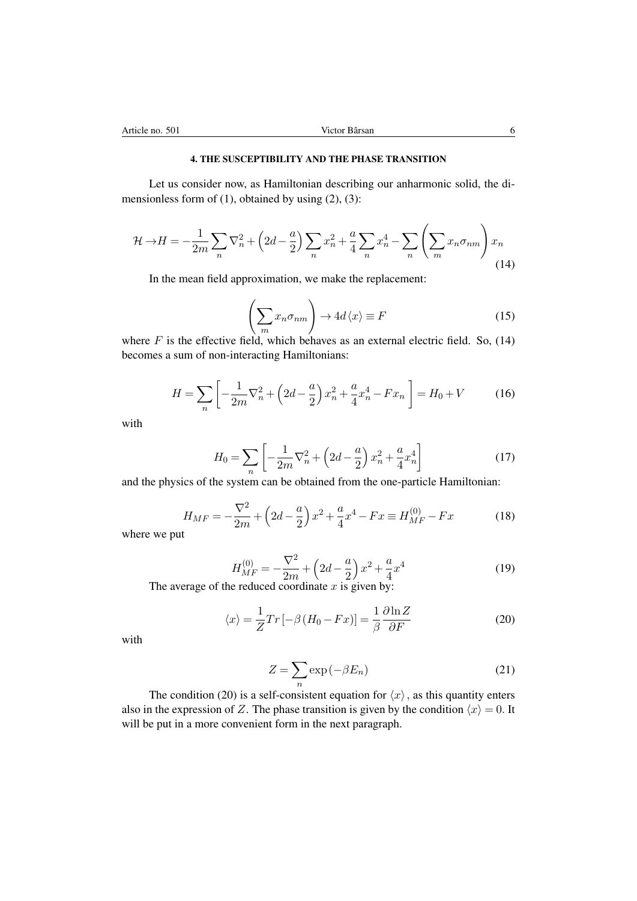## 4. THE SUSCEPTIBILITY AND THE PHASE TRANSITION

Let us consider now, as Hamiltonian describing our anharmonic solid, the dimensionless form of (1), obtained by using (2), (3):

$$\mathcal{H} \to H = -\frac{1}{2m}\sum_n \nabla_n^2 + \left(2d - \frac{a}{2}\right)\sum_n x_n^2 + \frac{a}{4}\sum_n x_n^4 - \sum_n \left(\sum_m x_n \sigma_{nm}\right) x_n \tag{14}$$

In the mean field approximation, we make the replacement:

$$\left(\sum_m x_n \sigma_{nm}\right) \to 4d\langle x\rangle \equiv F \tag{15}$$

where $F$ is the effective field, which behaves as an external electric field. So, (14) becomes a sum of non-interacting Hamiltonians:

$$H = \sum_n \left[-\frac{1}{2m}\nabla_n^2 + \left(2d - \frac{a}{2}\right)x_n^2 + \frac{a}{4}x_n^4 - F x_n\right] = H_0 + V \tag{16}$$

with

$$H_0 = \sum_n \left[-\frac{1}{2m}\nabla_n^2 + \left(2d - \frac{a}{2}\right)x_n^2 + \frac{a}{4}x_n^4\right] \tag{17}$$

and the physics of the system can be obtained from the one-particle Hamiltonian:

$$H_{MF} = -\frac{\nabla^2}{2m} + \left(2d - \frac{a}{2}\right)x^2 + \frac{a}{4}x^4 - Fx \equiv H_{MF}^{(0)} - Fx \tag{18}$$

where we put

$$H_{MF}^{(0)} = -\frac{\nabla^2}{2m} + \left(2d - \frac{a}{2}\right)x^2 + \frac{a}{4}x^4 \tag{19}$$

The average of the reduced coordinate $x$ is given by:

$$\langle x\rangle = \frac{1}{Z}Tr\left[-\beta\left(H_0 - Fx\right)\right] = \frac{1}{\beta}\frac{\partial \ln Z}{\partial F} \tag{20}$$

with

$$Z = \sum_n \exp\left(-\beta E_n\right) \tag{21}$$

The condition (20) is a self-consistent equation for $\langle x\rangle$, as this quantity enters also in the expression of $Z$. The phase transition is given by the condition $\langle x\rangle = 0$. It will be put in a more convenient form in the next paragraph.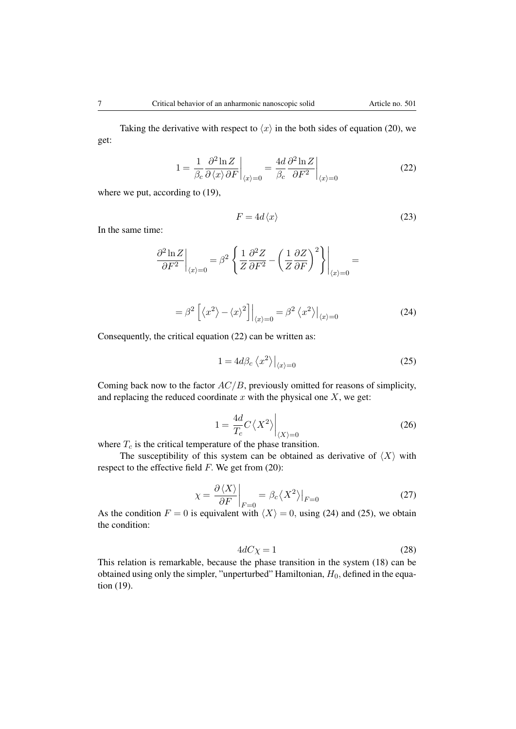Taking the derivative with respect to $\langle x \rangle$ in the both sides of equation (20), we get:

$$1 = \frac{1}{\beta_c} \frac{\partial^2 \ln Z}{\partial \langle x \rangle \partial F}\bigg|_{\langle x \rangle = 0} = \frac{4d}{\beta_c} \frac{\partial^2 \ln Z}{\partial F^2}\bigg|_{\langle x \rangle = 0} \tag{22}$$

where we put, according to (19),

$$F = 4d \langle x \rangle \tag{23}$$

In the same time:

$$\frac{\partial^2 \ln Z}{\partial F^2}\bigg|_{\langle x \rangle = 0} = \beta^2 \left\{ \frac{1}{Z} \frac{\partial^2 Z}{\partial F^2} - \left( \frac{1}{Z} \frac{\partial Z}{\partial F} \right)^2 \right\}\bigg|_{\langle x \rangle = 0} =$$

$$= \beta^2 \left[ \langle x^2 \rangle - \langle x \rangle^2 \right]\Big|_{\langle x \rangle = 0} = \beta^2 \left\langle x^2 \right\rangle\Big|_{\langle x \rangle = 0} \tag{24}$$

Consequently, the critical equation (22) can be written as:

$$1 = 4d\beta_c \left\langle x^2 \right\rangle\Big|_{\langle x \rangle = 0} \tag{25}$$

Coming back now to the factor $AC/B$, previously omitted for reasons of simplicity, and replacing the reduced coordinate $x$ with the physical one $X$, we get:

$$1 = \frac{4d}{T_c} C \left\langle X^2 \right\rangle\bigg|_{\langle X \rangle = 0} \tag{26}$$

where $T_c$ is the critical temperature of the phase transition.

The susceptibility of this system can be obtained as derivative of $\langle X \rangle$ with respect to the effective field $F$. We get from (20):

$$\chi = \frac{\partial \langle X \rangle}{\partial F}\bigg|_{F=0} = \beta_c \left\langle X^2 \right\rangle\Big|_{F=0} \tag{27}$$

As the condition $F = 0$ is equivalent with $\langle X \rangle = 0$, using (24) and (25), we obtain the condition:

$$4dC\chi = 1 \tag{28}$$

This relation is remarkable, because the phase transition in the system (18) can be obtained using only the simpler, "unperturbed" Hamiltonian, $H_0$, defined in the equation (19).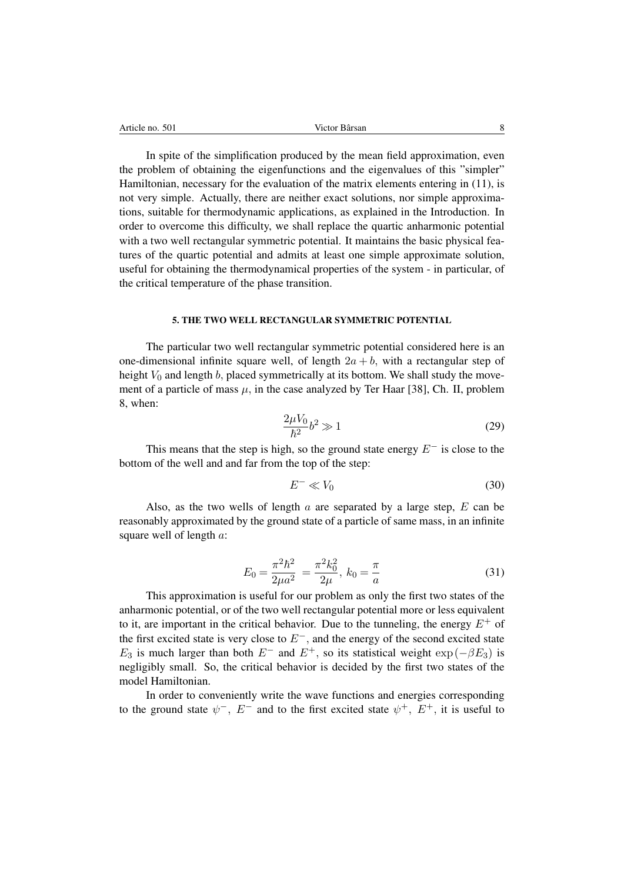In spite of the simplification produced by the mean field approximation, even the problem of obtaining the eigenfunctions and the eigenvalues of this "simpler" Hamiltonian, necessary for the evaluation of the matrix elements entering in (11), is not very simple. Actually, there are neither exact solutions, nor simple approximations, suitable for thermodynamic applications, as explained in the Introduction. In order to overcome this difficulty, we shall replace the quartic anharmonic potential with a two well rectangular symmetric potential. It maintains the basic physical features of the quartic potential and admits at least one simple approximate solution, useful for obtaining the thermodynamical properties of the system - in particular, of the critical temperature of the phase transition.

## 5. THE TWO WELL RECTANGULAR SYMMETRIC POTENTIAL

The particular two well rectangular symmetric potential considered here is an one-dimensional infinite square well, of length $2a+b$, with a rectangular step of height $V_0$ and length $b$, placed symmetrically at its bottom. We shall study the movement of a particle of mass $\mu$, in the case analyzed by Ter Haar [38], Ch. II, problem 8, when:

$$\frac{2\mu V_0}{\hbar^2}b^2 \gg 1 \tag{29}$$

This means that the step is high, so the ground state energy $E^-$ is close to the bottom of the well and and far from the top of the step:

$$E^- \ll V_0 \tag{30}$$

Also, as the two wells of length $a$ are separated by a large step, $E$ can be reasonably approximated by the ground state of a particle of same mass, in an infinite square well of length $a$:

$$E_0 = \frac{\pi^2\hbar^2}{2\mu a^2} = \frac{\pi^2 k_0^2}{2\mu},\ k_0 = \frac{\pi}{a} \tag{31}$$

This approximation is useful for our problem as only the first two states of the anharmonic potential, or of the two well rectangular potential more or less equivalent to it, are important in the critical behavior. Due to the tunneling, the energy $E^+$ of the first excited state is very close to $E^-$, and the energy of the second excited state $E_3$ is much larger than both $E^-$ and $E^+$, so its statistical weight $\exp(-\beta E_3)$ is negligibly small. So, the critical behavior is decided by the first two states of the model Hamiltonian.

In order to conveniently write the wave functions and energies corresponding to the ground state $\psi^-$, $E^-$ and to the first excited state $\psi^+$, $E^+$, it is useful to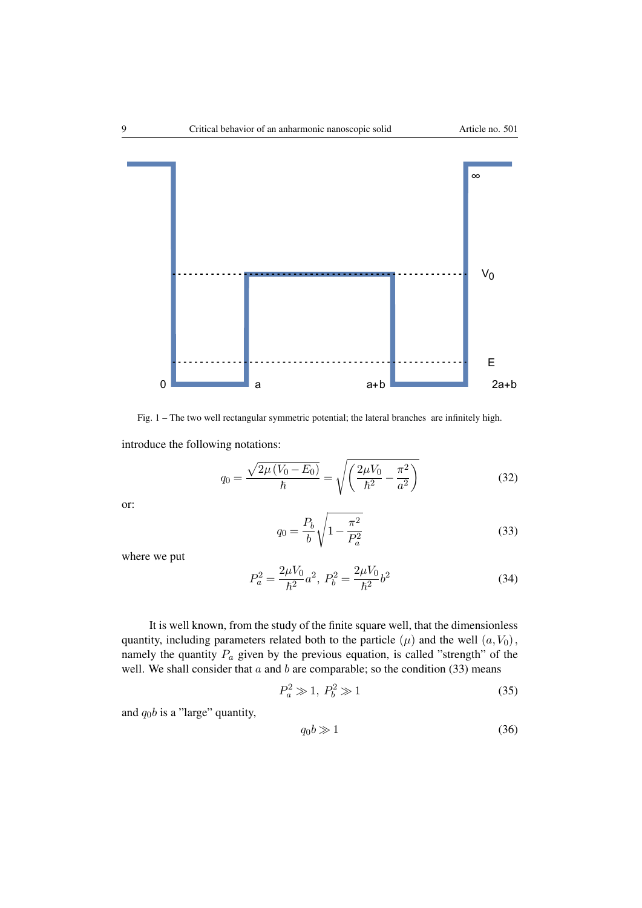Fig. 1 – The two well rectangular symmetric potential; the lateral branches are infinitely high.

introduce the following notations:

$$q_0 = \frac{\sqrt{2\mu\left(V_0 - E_0\right)}}{\hbar} = \sqrt{\left(\frac{2\mu V_0}{\hbar^2} - \frac{\pi^2}{a^2}\right)} \tag{32}$$

or:

$$q_0 = \frac{P_b}{b}\sqrt{1 - \frac{\pi^2}{P_a^2}} \tag{33}$$

where we put

$$P_a^2 = \frac{2\mu V_0}{\hbar^2}a^2,\ P_b^2 = \frac{2\mu V_0}{\hbar^2}b^2 \tag{34}$$

It is well known, from the study of the finite square well, that the dimensionless quantity, including parameters related both to the particle $(\mu)$ and the well $(a, V_0)$, namely the quantity $P_a$ given by the previous equation, is called "strength" of the well. We shall consider that $a$ and $b$ are comparable; so the condition (33) means

$$P_a^2 \gg 1,\ P_b^2 \gg 1 \tag{35}$$

and $q_0 b$ is a "large" quantity,

$$q_0 b \gg 1 \tag{36}$$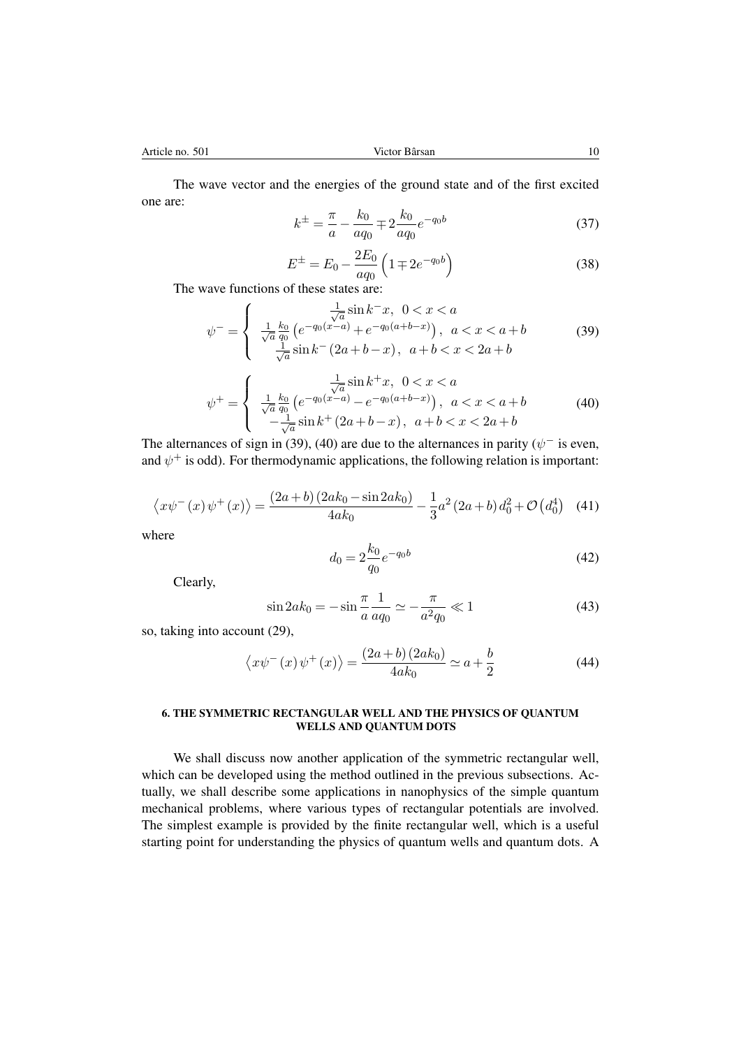The wave vector and the energies of the ground state and of the first excited one are:

$$k^{\pm} = \frac{\pi}{a} - \frac{k_0}{aq_0} \mp 2\frac{k_0}{aq_0}e^{-q_0 b} \tag{37}$$

$$E^{\pm} = E_0 - \frac{2E_0}{aq_0}\left(1 \mp 2e^{-q_0 b}\right) \tag{38}$$

The wave functions of these states are:

$$\psi^{-} = \left\{ \begin{array}{c} \frac{1}{\sqrt{a}}\sin k^{-}x, \;\; 0 < x < a \\ \frac{1}{\sqrt{a}}\frac{k_0}{q_0}\left(e^{-q_0(x-a)} + e^{-q_0(a+b-x)}\right), \;\; a < x < a+b \\ \frac{1}{\sqrt{a}}\sin k^{-}(2a+b-x), \;\; a+b < x < 2a+b \end{array} \right. \tag{39}$$

$$\psi^{+} = \left\{ \begin{array}{c} \frac{1}{\sqrt{a}}\sin k^{+}x, \;\; 0 < x < a \\ \frac{1}{\sqrt{a}}\frac{k_0}{q_0}\left(e^{-q_0(x-a)} - e^{-q_0(a+b-x)}\right), \;\; a < x < a+b \\ -\frac{1}{\sqrt{a}}\sin k^{+}(2a+b-x), \;\; a+b < x < 2a+b \end{array} \right. \tag{40}$$

The alternances of sign in (39), (40) are due to the alternances in parity ($\psi^{-}$ is even, and $\psi^{+}$ is odd). For thermodynamic applications, the following relation is important:

$$\left\langle x\psi^{-}(x)\psi^{+}(x)\right\rangle = \frac{(2a+b)(2ak_0 - \sin 2ak_0)}{4ak_0} - \frac{1}{3}a^2(2a+b)d_0^2 + \mathcal{O}\left(d_0^4\right) \tag{41}$$

where

$$d_0 = 2\frac{k_0}{q_0}e^{-q_0 b} \tag{42}$$

Clearly,

$$\sin 2ak_0 = -\sin\frac{\pi}{a}\frac{1}{aq_0} \simeq -\frac{\pi}{a^2 q_0} \ll 1 \tag{43}$$

so, taking into account (29),

$$\left\langle x\psi^{-}(x)\psi^{+}(x)\right\rangle = \frac{(2a+b)(2ak_0)}{4ak_0} \simeq a + \frac{b}{2} \tag{44}$$

## 6. THE SYMMETRIC RECTANGULAR WELL AND THE PHYSICS OF QUANTUM WELLS AND QUANTUM DOTS

We shall discuss now another application of the symmetric rectangular well, which can be developed using the method outlined in the previous subsections. Actually, we shall describe some applications in nanophysics of the simple quantum mechanical problems, where various types of rectangular potentials are involved. The simplest example is provided by the finite rectangular well, which is a useful starting point for understanding the physics of quantum wells and quantum dots. A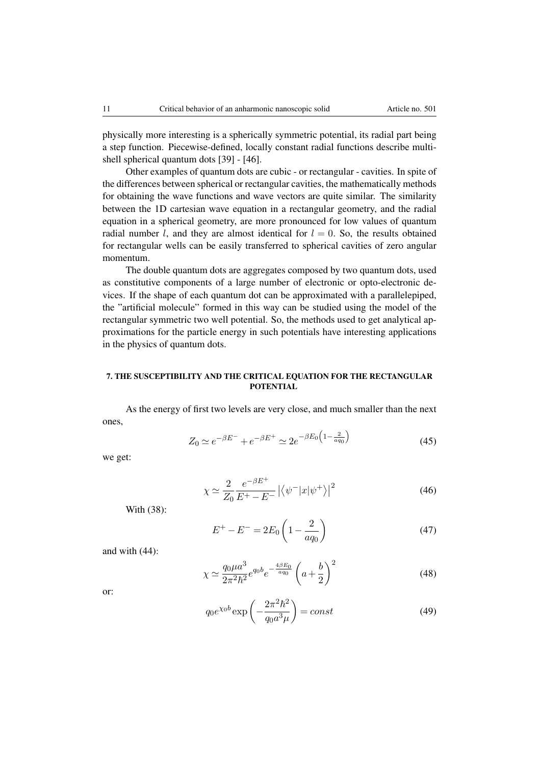physically more interesting is a spherically symmetric potential, its radial part being a step function. Piecewise-defined, locally constant radial functions describe multi-shell spherical quantum dots [39] - [46].

Other examples of quantum dots are cubic - or rectangular - cavities. In spite of the differences between spherical or rectangular cavities, the mathematically methods for obtaining the wave functions and wave vectors are quite similar. The similarity between the 1D cartesian wave equation in a rectangular geometry, and the radial equation in a spherical geometry, are more pronounced for low values of quantum radial number $l$, and they are almost identical for $l = 0$. So, the results obtained for rectangular wells can be easily transferred to spherical cavities of zero angular momentum.

The double quantum dots are aggregates composed by two quantum dots, used as constitutive components of a large number of electronic or opto-electronic devices. If the shape of each quantum dot can be approximated with a parallelepiped, the "artificial molecule" formed in this way can be studied using the model of the rectangular symmetric two well potential. So, the methods used to get analytical approximations for the particle energy in such potentials have interesting applications in the physics of quantum dots.

## 7. THE SUSCEPTIBILITY AND THE CRITICAL EQUATION FOR THE RECTANGULAR POTENTIAL

As the energy of first two levels are very close, and much smaller than the next ones,

$$Z_0 \simeq e^{-\beta E^-} + e^{-\beta E^+} \simeq 2e^{-\beta E_0\left(1-\frac{2}{aq_0}\right)} \tag{45}$$

we get:

$$\chi \simeq \frac{2}{Z_0}\frac{e^{-\beta E^+}}{E^+ - E^-}\left|\left\langle \psi^- | x | \psi^+ \right\rangle\right|^2 \tag{46}$$

With (38):

$$E^+ - E^- = 2E_0\left(1 - \frac{2}{aq_0}\right) \tag{47}$$

and with (44):

$$\chi \simeq \frac{q_0 \mu a^3}{2\pi^2\hbar^2} e^{q_0 b} e^{-\frac{4\beta E_0}{aq_0}} \left(a + \frac{b}{2}\right)^2 \tag{48}$$

or:

$$q_0 e^{\chi_0 b} \exp\left(-\frac{2\pi^2\hbar^2}{q_0 a^3 \mu}\right) = const \tag{49}$$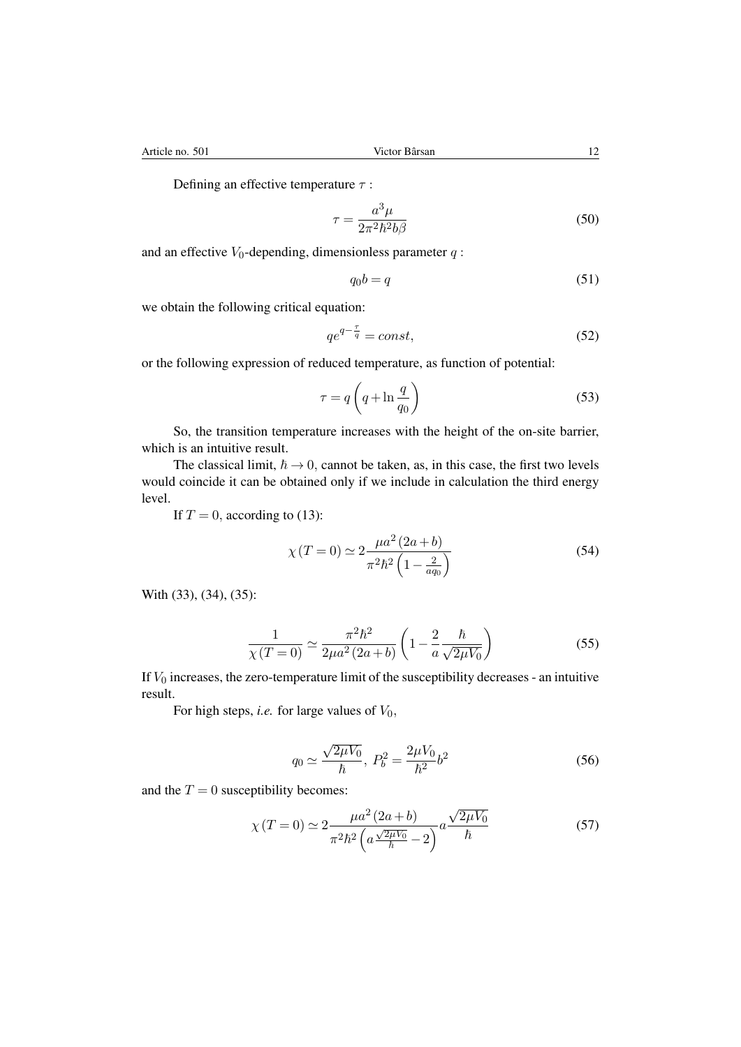Defining an effective temperature $\tau$ :

$$\tau = \frac{a^3 \mu}{2\pi^2 \hbar^2 b \beta} \tag{50}$$

and an effective $V_0$-depending, dimensionless parameter $q$ :

$$q_0 b = q \tag{51}$$

we obtain the following critical equation:

$$q e^{q - \frac{\tau}{q}} = const, \tag{52}$$

or the following expression of reduced temperature, as function of potential:

$$\tau = q \left( q + \ln \frac{q}{q_0} \right) \tag{53}$$

So, the transition temperature increases with the height of the on-site barrier, which is an intuitive result.

The classical limit, $\hbar \to 0$, cannot be taken, as, in this case, the first two levels would coincide it can be obtained only if we include in calculation the third energy level.

If $T = 0$, according to (13):

$$\chi(T=0) \simeq 2 \frac{\mu a^2 (2a+b)}{\pi^2 \hbar^2 \left( 1 - \frac{2}{a q_0} \right)} \tag{54}$$

With (33), (34), (35):

$$\frac{1}{\chi(T=0)} \simeq \frac{\pi^2 \hbar^2}{2\mu a^2 (2a+b)} \left( 1 - \frac{2}{a} \frac{\hbar}{\sqrt{2\mu V_0}} \right) \tag{55}$$

If $V_0$ increases, the zero-temperature limit of the susceptibility decreases - an intuitive result.

For high steps, *i.e.* for large values of $V_0$,

$$q_0 \simeq \frac{\sqrt{2\mu V_0}}{\hbar}, \; P_b^2 = \frac{2\mu V_0}{\hbar^2} b^2 \tag{56}$$

and the $T = 0$ susceptibility becomes:

$$\chi(T=0) \simeq 2 \frac{\mu a^2 (2a+b)}{\pi^2 \hbar^2 \left( a \frac{\sqrt{2\mu V_0}}{\hbar} - 2 \right)} a \frac{\sqrt{2\mu V_0}}{\hbar} \tag{57}$$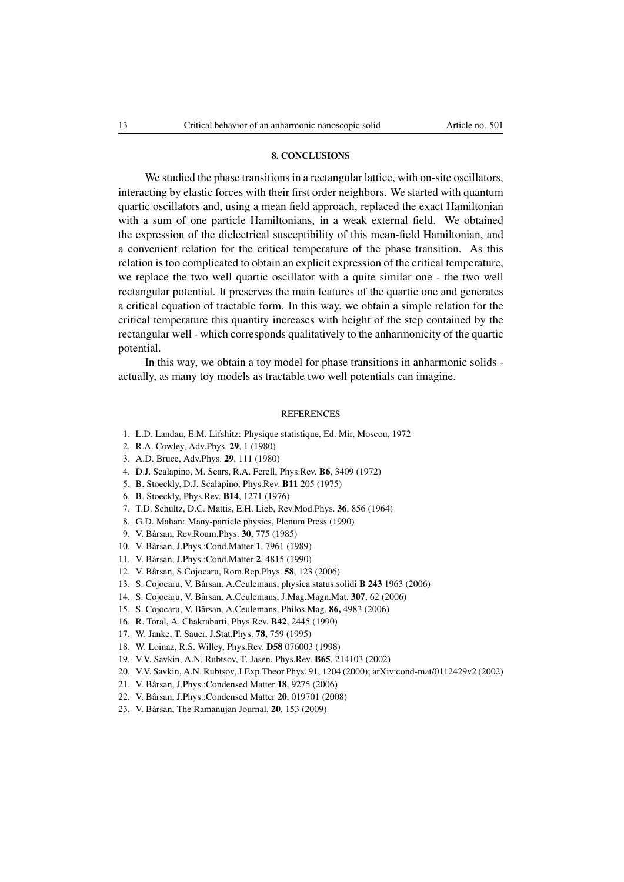## 8. CONCLUSIONS

We studied the phase transitions in a rectangular lattice, with on-site oscillators, interacting by elastic forces with their first order neighbors. We started with quantum quartic oscillators and, using a mean field approach, replaced the exact Hamiltonian with a sum of one particle Hamiltonians, in a weak external field. We obtained the expression of the dielectrical susceptibility of this mean-field Hamiltonian, and a convenient relation for the critical temperature of the phase transition. As this relation is too complicated to obtain an explicit expression of the critical temperature, we replace the two well quartic oscillator with a quite similar one - the two well rectangular potential. It preserves the main features of the quartic one and generates a critical equation of tractable form. In this way, we obtain a simple relation for the critical temperature this quantity increases with height of the step contained by the rectangular well - which corresponds qualitatively to the anharmonicity of the quartic potential.

In this way, we obtain a toy model for phase transitions in anharmonic solids - actually, as many toy models as tractable two well potentials can imagine.

## REFERENCES

1. L.D. Landau, E.M. Lifshitz: Physique statistique, Ed. Mir, Moscou, 1972
2. R.A. Cowley, Adv.Phys. **29**, 1 (1980)
3. A.D. Bruce, Adv.Phys. **29**, 111 (1980)
4. D.J. Scalapino, M. Sears, R.A. Ferell, Phys.Rev. **B6**, 3409 (1972)
5. B. Stoeckly, D.J. Scalapino, Phys.Rev. **B11** 205 (1975)
6. B. Stoeckly, Phys.Rev. **B14**, 1271 (1976)
7. T.D. Schultz, D.C. Mattis, E.H. Lieb, Rev.Mod.Phys. **36**, 856 (1964)
8. G.D. Mahan: Many-particle physics, Plenum Press (1990)
9. V. Bârsan, Rev.Roum.Phys. **30**, 775 (1985)
10. V. Bârsan, J.Phys.:Cond.Matter **1**, 7961 (1989)
11. V. Bârsan, J.Phys.:Cond.Matter **2**, 4815 (1990)
12. V. Bârsan, S.Cojocaru, Rom.Rep.Phys. **58**, 123 (2006)
13. S. Cojocaru, V. Bârsan, A.Ceulemans, physica status solidi **B 243** 1963 (2006)
14. S. Cojocaru, V. Bârsan, A.Ceulemans, J.Mag.Magn.Mat. **307**, 62 (2006)
15. S. Cojocaru, V. Bârsan, A.Ceulemans, Philos.Mag. **86,** 4983 (2006)
16. R. Toral, A. Chakrabarti, Phys.Rev. **B42**, 2445 (1990)
17. W. Janke, T. Sauer, J.Stat.Phys. **78,** 759 (1995)
18. W. Loinaz, R.S. Willey, Phys.Rev. **D58** 076003 (1998)
19. V.V. Savkin, A.N. Rubtsov, T. Jasen, Phys.Rev. **B65**, 214103 (2002)
20. V.V. Savkin, A.N. Rubtsov, J.Exp.Theor.Phys. 91, 1204 (2000); arXiv:cond-mat/0112429v2 (2002)
21. V. Bârsan, J.Phys.:Condensed Matter **18**, 9275 (2006)
22. V. Bârsan, J.Phys.:Condensed Matter **20**, 019701 (2008)
23. V. Bârsan, The Ramanujan Journal, **20**, 153 (2009)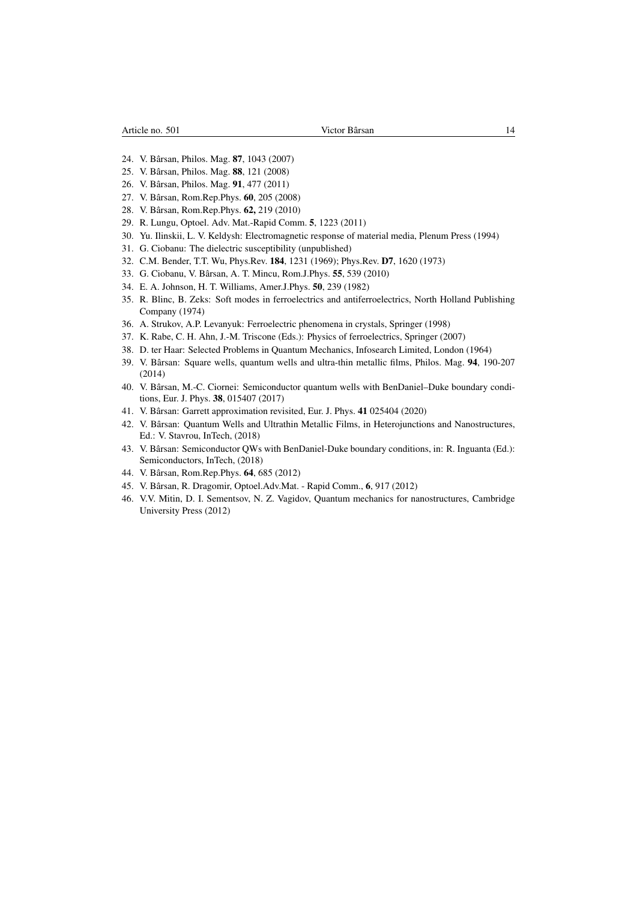24. V. Bârsan, Philos. Mag. **87**, 1043 (2007)
25. V. Bârsan, Philos. Mag. **88**, 121 (2008)
26. V. Bârsan, Philos. Mag. **91**, 477 (2011)
27. V. Bârsan, Rom.Rep.Phys. **60**, 205 (2008)
28. V. Bârsan, Rom.Rep.Phys. **62,** 219 (2010)
29. R. Lungu, Optoel. Adv. Mat.-Rapid Comm. **5**, 1223 (2011)
30. Yu. Ilinskii, L. V. Keldysh: Electromagnetic response of material media, Plenum Press (1994)
31. G. Ciobanu: The dielectric susceptibility (unpublished)
32. C.M. Bender, T.T. Wu, Phys.Rev. **184**, 1231 (1969); Phys.Rev. **D7**, 1620 (1973)
33. G. Ciobanu, V. Bârsan, A. T. Mincu, Rom.J.Phys. **55**, 539 (2010)
34. E. A. Johnson, H. T. Williams, Amer.J.Phys. **50**, 239 (1982)
35. R. Blinc, B. Zeks: Soft modes in ferroelectrics and antiferroelectrics, North Holland Publishing Company (1974)
36. A. Strukov, A.P. Levanyuk: Ferroelectric phenomena in crystals, Springer (1998)
37. K. Rabe, C. H. Ahn, J.-M. Triscone (Eds.): Physics of ferroelectrics, Springer (2007)
38. D. ter Haar: Selected Problems in Quantum Mechanics, Infosearch Limited, London (1964)
39. V. Bârsan: Square wells, quantum wells and ultra-thin metallic films, Philos. Mag. **94**, 190-207 (2014)
40. V. Bârsan, M.-C. Ciornei: Semiconductor quantum wells with BenDaniel–Duke boundary conditions, Eur. J. Phys. **38**, 015407 (2017)
41. V. Bârsan: Garrett approximation revisited, Eur. J. Phys. **41** 025404 (2020)
42. V. Bârsan: Quantum Wells and Ultrathin Metallic Films, in Heterojunctions and Nanostructures, Ed.: V. Stavrou, InTech, (2018)
43. V. Bârsan: Semiconductor QWs with BenDaniel-Duke boundary conditions, in: R. Inguanta (Ed.): Semiconductors, InTech, (2018)
44. V. Bârsan, Rom.Rep.Phys. **64**, 685 (2012)
45. V. Bârsan, R. Dragomir, Optoel.Adv.Mat. - Rapid Comm., **6**, 917 (2012)
46. V.V. Mitin, D. I. Sementsov, N. Z. Vagidov, Quantum mechanics for nanostructures, Cambridge University Press (2012)